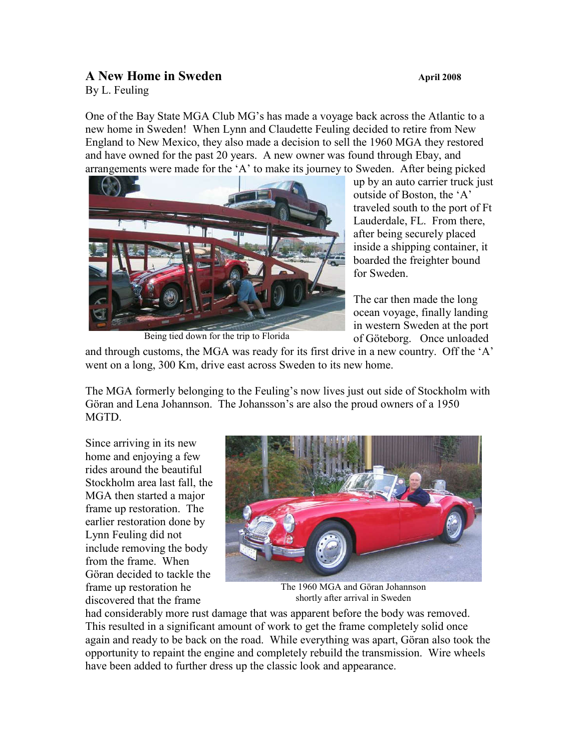# A New Home in Sweden

**April 2008**

By L. Feuling

One of the Bay State MGA Club MG's has made a voyage back across the Atlantic to a new home in Sweden! When Lynn and Claudette Feuling decided to retire from New England to New Mexico, they also made a decision to sell the 1960 MGA they restored and have owned for the past 20 years. A new owner was found through Ebay, and arrangements were made for the 'A' to make its journey to Sweden. After being picked up by an auto carrier truck just outside of Boston, the 'A' traveled south to the port of Ft Lauderdale, FL. From there, after being securely placed inside a shipping container, it boarded the freighter bound for Sweden.

Being tied down for the trip to Florida

The car then made the long ocean voyage, finally landing in western Sweden at the port of Göteborg. Once unloaded and through customs, the MGA was ready for its first drive in a new country. Off the 'A' went on a long, 300 Km, drive east across Sweden to its new home.

The MGA formerly belonging to the Feuling's now lives just out side of Stockholm with Göran and Lena Johannson. The Johansson's are also the proud owners of a 1950 MGTD.

Since arriving in its new home and enjoying a few rides around the beautiful Stockholm area last fall, the MGA then started a major frame up restoration. The earlier restoration done by Lynn Feuling did not include removing the body from the frame. When Göran decided to tackle the frame up restoration he discovered that the frame had considerably more rust damage that was apparent before the body was removed. This resulted in a significant amount of work to get the frame completely solid once again and ready to be back on the road. While everything was apart, Göran also took the opportunity to repaint the engine and completely rebuild the transmission. Wire wheels have been added to further dress up the classic look and appearance.

The 1960 MGA and Göran Johannson shortly after arrival in Sweden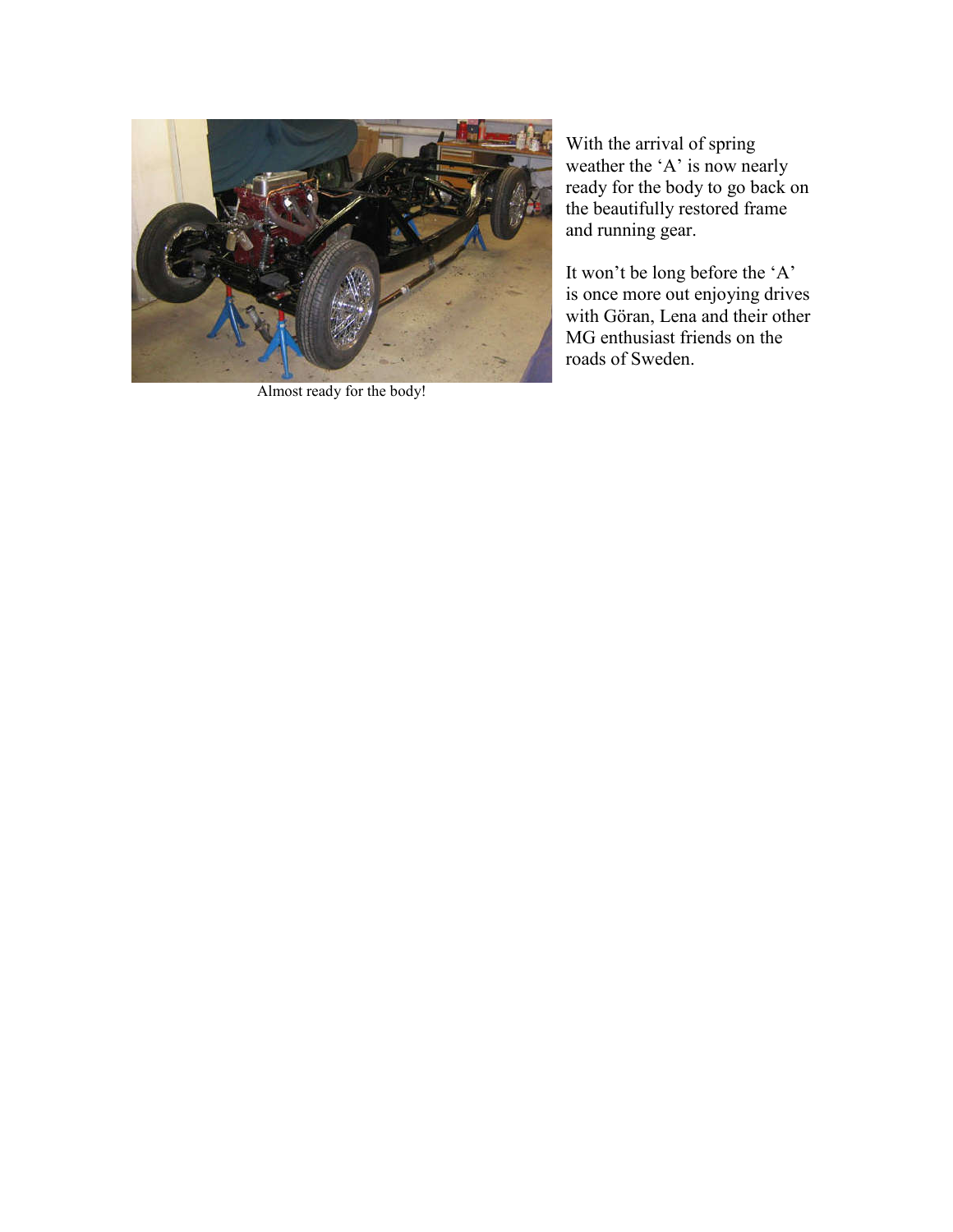Almost ready for the body!

With the arrival of spring weather the 'A' is now nearly ready for the body to go back on the beautifully restored frame and running gear.

It won't be long before the 'A' is once more out enjoying drives with Göran, Lena and their other MG enthusiast friends on the roads of Sweden.